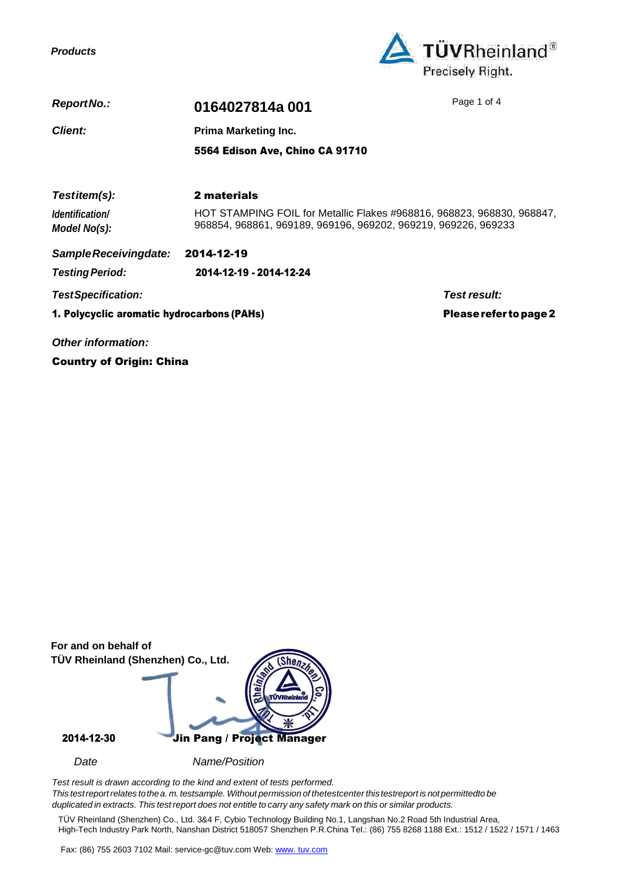*Products*

**TÜVRheinland®**
Precisely Right.

| | |
|---|---|
| ***Report No.:*** | **0164027814a 001** |
| ***Client:*** | **Prima Marketing Inc.** |
| | **5564 Edison Ave, Chino CA 91710** |
| ***Test item(s):*** | **2 materials** |
| ***Identification/ Model No(s):*** | HOT STAMPING FOIL for Metallic Flakes #968816, 968823, 968830, 968847, 968854, 968861, 969189, 969196, 969202, 969219, 969226, 969233 |
| ***Sample Receiving date:*** | **2014-12-19** |
| ***Testing Period:*** | **2014-12-19 - 2014-12-24** |

| ***Test Specification:*** | ***Test result:*** |
|---|---|
| **1. Polycyclic aromatic hydrocarbons (PAHs)** | **Please refer to page 2** |

***Other information:***

**Country of Origin: China**

**For and on behalf of**
**TÜV Rheinland (Shenzhen) Co., Ltd.**

| **2014-12-30** | **Jin Pang / Project Manager** |
|---|---|
| *Date* | *Name/Position* |

*Test result is drawn according to the kind and extent of tests performed.*
*This test report relates to the a. m. test sample. Without permission of the test center this test report is not permitted to be duplicated in extracts. This test report does not entitle to carry any safety mark on this or similar products.*

TÜV Rheinland (Shenzhen) Co., Ltd. 3&4 F, Cybio Technology Building No.1, Langshan No.2 Road 5th Industrial Area, High-Tech Industry Park North, Nanshan District 518057 Shenzhen P.R.China Tel.: (86) 755 8268 1188 Ext.: 1512 / 1522 / 1571 / 1463

Fax: (86) 755 2603 7102 Mail: service-gc@tuv.com Web: www. tuv.com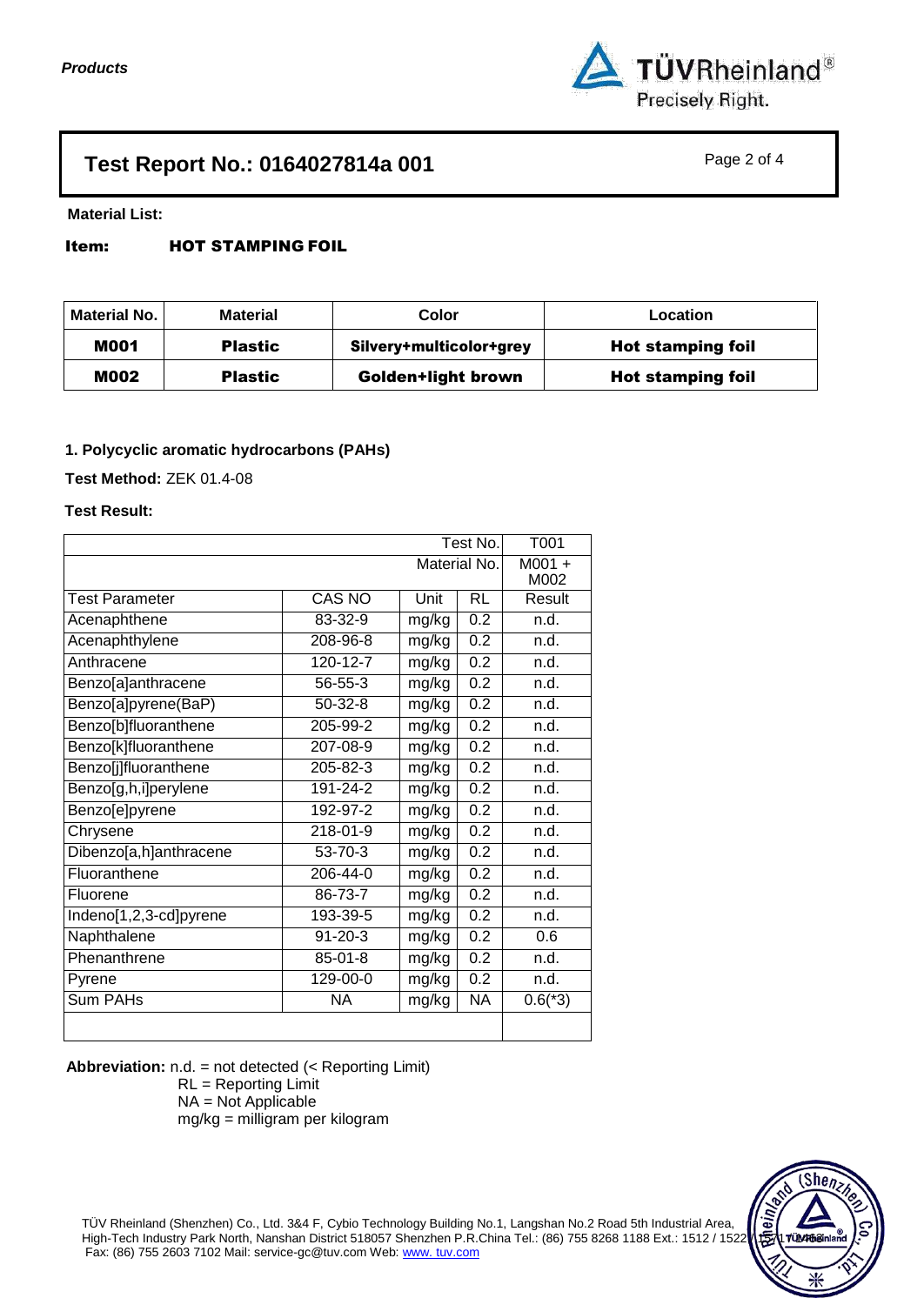## Test Report No.: 0164027814a 001

**Material List:**

**Item: HOT STAMPING FOIL**

| Material No. | Material | Color | Location |
|---|---|---|---|
| **M001** | **Plastic** | **Silvery+multicolor+grey** | **Hot stamping foil** |
| **M002** | **Plastic** | **Golden+light brown** | **Hot stamping foil** |

### 1. Polycyclic aromatic hydrocarbons (PAHs)

**Test Method:** ZEK 01.4-08

**Test Result:**

| | | | Test No. | T001 |
|---|---|---|---|---|
| | | | Material No. | M001 + M002 |
| Test Parameter | CAS NO | Unit | RL | Result |
| Acenaphthene | 83-32-9 | mg/kg | 0.2 | n.d. |
| Acenaphthylene | 208-96-8 | mg/kg | 0.2 | n.d. |
| Anthracene | 120-12-7 | mg/kg | 0.2 | n.d. |
| Benzo[a]anthracene | 56-55-3 | mg/kg | 0.2 | n.d. |
| Benzo[a]pyrene(BaP) | 50-32-8 | mg/kg | 0.2 | n.d. |
| Benzo[b]fluoranthene | 205-99-2 | mg/kg | 0.2 | n.d. |
| Benzo[k]fluoranthene | 207-08-9 | mg/kg | 0.2 | n.d. |
| Benzo[j]fluoranthene | 205-82-3 | mg/kg | 0.2 | n.d. |
| Benzo[g,h,i]perylene | 191-24-2 | mg/kg | 0.2 | n.d. |
| Benzo[e]pyrene | 192-97-2 | mg/kg | 0.2 | n.d. |
| Chrysene | 218-01-9 | mg/kg | 0.2 | n.d. |
| Dibenzo[a,h]anthracene | 53-70-3 | mg/kg | 0.2 | n.d. |
| Fluoranthene | 206-44-0 | mg/kg | 0.2 | n.d. |
| Fluorene | 86-73-7 | mg/kg | 0.2 | n.d. |
| Indeno[1,2,3-cd]pyrene | 193-39-5 | mg/kg | 0.2 | n.d. |
| Naphthalene | 91-20-3 | mg/kg | 0.2 | 0.6 |
| Phenanthrene | 85-01-8 | mg/kg | 0.2 | n.d. |
| Pyrene | 129-00-0 | mg/kg | 0.2 | n.d. |
| Sum PAHs | NA | mg/kg | NA | 0.6(*3) |

**Abbreviation:** n.d. = not detected (< Reporting Limit)
RL = Reporting Limit
NA = Not Applicable
mg/kg = milligram per kilogram

TÜV Rheinland (Shenzhen) Co., Ltd. 3&4 F, Cybio Technology Building No.1, Langshan No.2 Road 5th Industrial Area, High-Tech Industry Park North, Nanshan District 518057 Shenzhen P.R.China Tel.: (86) 755 8268 1188 Ext.: 1512 / 1522 / 1571 / 1558 Fax: (86) 755 2603 7102 Mail: service-gc@tuv.com Web: www. tuv.com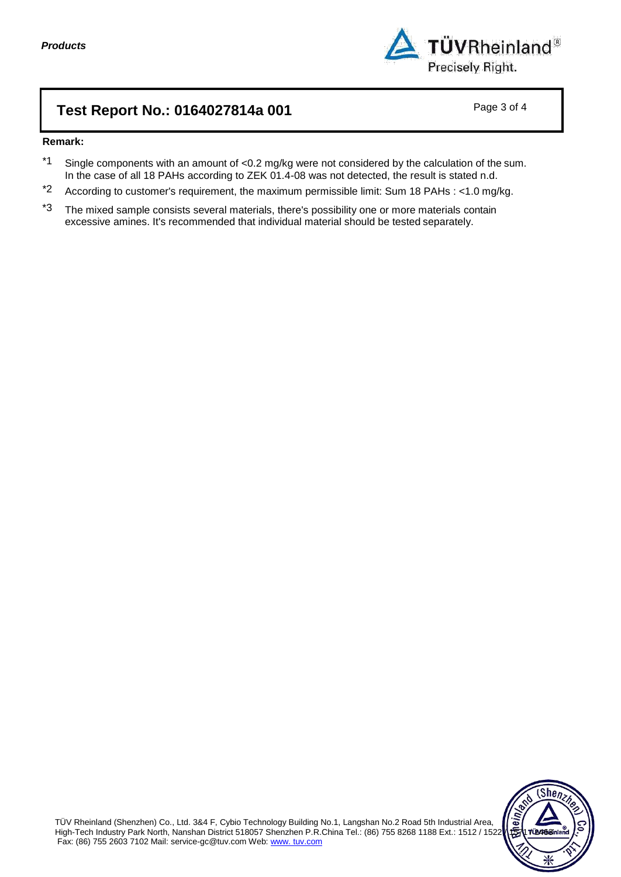## Test Report No.: 0164027814a 001

**Remark:**

*1 Single components with an amount of <0.2 mg/kg were not considered by the calculation of the sum. In the case of all 18 PAHs according to ZEK 01.4-08 was not detected, the result is stated n.d.

*2 According to customer's requirement, the maximum permissible limit: Sum 18 PAHs : <1.0 mg/kg.

*3 The mixed sample consists several materials, there's possibility one or more materials contain excessive amines. It's recommended that individual material should be tested separately.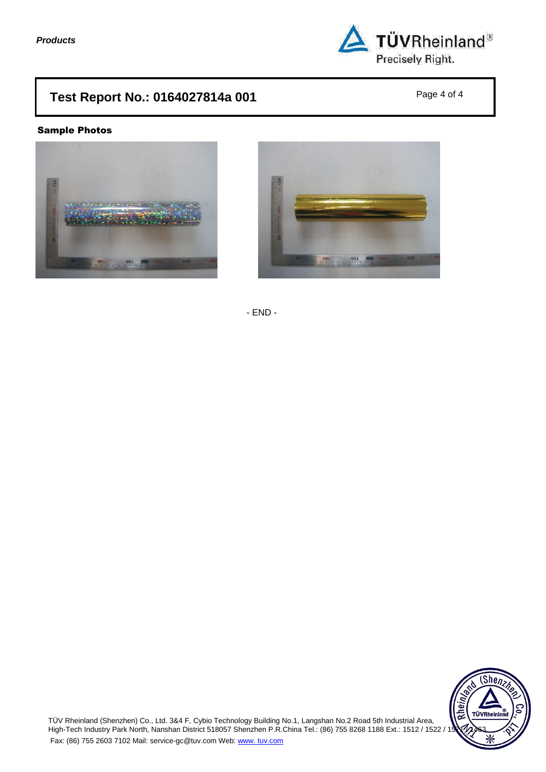# Test Report No.: 0164027814a 001

**Sample Photos**

- END -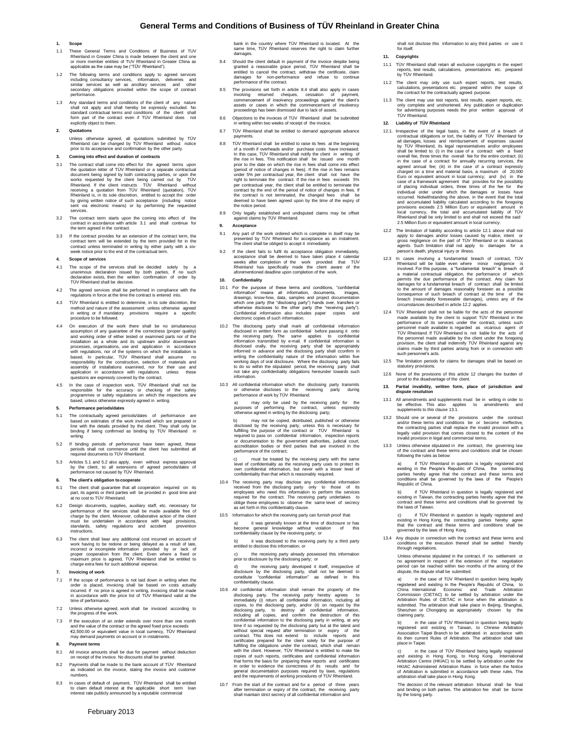# General Terms and Conditions of Business of TÜV Rheinland in Greater China

## 1. Scope

1.1 These General Terms and Conditions of Business of TUV Rheinland in Greater China is made between the client and one or more member entities of TUV Rheinland in Greater China as applicable as the case may be ("TÜV Rheinland").

1.2 The following terms and conditions apply to agreed services including consultancy services, information, deliveries and similar services as well as ancillary services and other secondary obligations provided within the scope of contract performance.

1.3 Any standard terms and conditions of the client of any nature shall not apply and shall hereby be expressly excluded. No standard contractual terms and conditions of the client shall form part of the contract even if TÜV Rheinland does not explicitly object to them.

## 2. Quotations

Unless otherwise agreed, all quotations submitted by TÜV Rheinland can be changed by TÜV Rheinland without notice prior to its acceptance and confirmation by the other party.

## 3. Coming into effect and duration of contracts

3.1 The contract shall come into effect for the agreed terms upon the quotation letter of TÜV Rheinland or a separate contractual document being signed by both contracting parties, or upon the works requested by the client being carried out by TÜV Rheinland. If the client instructs TÜV Rheinland without receiving a quotation from TÜV Rheinland (quotation), TÜV Rheinland is, in its sole discretion, entitled to accept the order by giving written notice of such acceptance (including notice sent via electronic means) or by performing the requested services.

3.2 The contract term starts upon the coming into effect of the contract in accordance with article 3.1 and shall continue for the term agreed in the contract.

3.3 If the contract provides for an extension of the contract term, the contract term will be extended by the term provided for in the contract unless terminated in writing by either party with a six-week notice prior to the end of the contractual term.

## 4. Scope of services

4.1 The scope of the services shall be decided solely by a unanimous declaration issued by both parties. If no such declaration exists, then the written confirmation of order by TÜV Rheinland shall be decisive.

4.2 The agreed services shall be performed in compliance with the regulations in force at the time the contract is entered into.

4.3 TÜV Rheinland is entitled to determine, in its sole discretion, the method and nature of the assessment unless otherwise agreed in writing or if mandatory provisions require a specific procedure to be followed.

4.4 On execution of the work there shall be no simultaneous assumption of any guarantee of the correctness (proper quality) and working order of either tested or examined parts nor of the installation as a whole and its upstream and/or downstream processes, organisations, use and application in accordance with regulations, nor of the systems on which the installation is based. In particular, TÜV Rheinland shall assume no responsibility for the construction, selection of materials and assembly of installations examined, nor for their use and application in accordance with regulations unless these questions are expressly covered by the contract.

4.5 In the case of inspection work, TÜV Rheinland shall not be responsible for the accuracy or checking of the safety programmes or safety regulations on which the inspections are based, unless otherwise expressly agreed in writing.

## 5. Performance periods/dates

5.1 The contractually agreed periods/dates of performance are based on estimates of the work involved which are prepared in line with the details provided by the client. They shall only be binding if being confirmed as binding by TÜV Rheinland in writing.

5.2 If binding periods of performance have been agreed, these periods shall not commence until the client has submitted all required documents to TÜV Rheinland.

5.3 Articles 5.1 and 5.2 also apply, even without express approval by the client, to all extensions of agreed periods/dates of performance not caused by TÜV Rheinland.

## 6. The client's obligation to cooperate

6.1 The client shall guarantee that all cooperation required on its part, its agents or third parties will be provided in good time and at no cost to TÜV Rheinland.

6.2 Design documents, supplies, auxiliary staff, etc. necessary for performance of the services shall be made available free of charge by the client. Moreover, collaborative action of the client must be undertaken in accordance with legal provisions, standards, safety regulations and accident prevention instructions.

6.3 The client shall bear any additional cost incurred on account of work having to be redone or being delayed as a result of late, incorrect or incomplete information provided by or lack of proper cooperation from the client. Even where a fixed or maximum price is agreed, TÜV Rheinland shall be entitled to charge extra fees for such additional expense.

## 7. Invoicing of work

7.1 If the scope of performance is not laid down in writing when the order is placed, invoicing shall be based on costs actually incurred. If no price is agreed in writing, invoicing shall be made in accordance with the price list of TÜV Rheinland valid at the time of performance.

7.2 Unless otherwise agreed, work shall be invoiced according to the progress of the work.

7.3 If the execution of an order extends over more than one month and the value of the contract or the agreed fixed price exceeds €2,500.00 or equivalent value in local currency, TÜV Rheinland may demand payments on account or in instalments.

## 8. Payment terms

8.1 All invoice amounts shall be due for payment without deduction on receipt of the invoice. No discounts shall be granted.

8.2 Payments shall be made to the bank account of TÜV Rheinland as indicated on the invoice, stating the invoice and customer numbers.

8.3 In cases of default of payment, TÜV Rheinland shall be entitled to claim default interest at the applicable short term loan interest rate publicly announced by a reputable commercial bank in the country where TÜV Rheinland is located. At the same time, TÜV Rheinland reserves the right to claim further damages.

8.4 Should the client default in payment of the invoice despite being granted a reasonable grace period, TÜV Rheinland shall be entitled to cancel the contract, withdraw the certificate, claim damages for non-performance and refuse to continue performance of the contract.

8.5 The provisions set forth in article 8.4 shall also apply in cases involving returned cheques, cessation of payment, commencement of insolvency proceedings against the client's assets or cases in which the commencement of insolvency proceedings has been dismissed due to lack of assets.

8.6 Objections to the invoices of TÜV Rheinland shall be submitted in writing within two weeks of receipt of the invoice.

8.7 TÜV Rheinland shall be entitled to demand appropriate advance payments.

8.8 TÜV Rheinland shall be entitled to raise its fees at the beginning of a month if overheads and/or purchase costs have increased. In this case, TÜV Rheinland shall notify the client in writing of the rise in fees. This notification shall be issued one month prior to the date on which the rise in fees shall come into effect (period of notice of changes in fees). If the rise in fees remains under 5% per contractual year, the client shall not have the right to terminate the contract. If the rise in fees exceeds 5% per contractual year, the client shall be entitled to terminate the contract by the end of the period of notice of changes in fees. If the contract is not terminated, the changed fees shall be deemed to have been agreed upon by the time of the expiry of the notice period.

8.9 Only legally established and undisputed claims may be offset against claims by TÜV Rheinland.

## 9. Acceptance

9.1 Any part of the work ordered which is complete in itself may be presented by TÜV Rheinland for acceptance as an instalment. The client shall be obliged to accept it immediately.

9.2 If the client fails to fulfil its acceptance obligation immediately, acceptance shall be deemed to have taken place 4 calendar weeks after completion of the work provided that TÜV Rheinland has specifically made the client aware of the aforementioned deadline upon completion of the work.

## 10. Confidentiality

10.1 For the purpose of these terms and conditions, "confidential information" means all information, documents, images, drawings, know-how, data, samples and project documentation which one party (the "disclosing party") hands over, transfers or otherwise discloses to the other party (the "receiving party"). Confidential information also includes paper copies and electronic copies of such information.

10.2 The disclosing party shall mark all confidential information disclosed in written form as confidential before passing it onto the receiving party. The same applies to confidential information transmitted by e-mail. If confidential information is disclosed orally, the receiving party shall be appropriately informed in advance and the disclosing party shall confirm in writing the confidentiality nature of the information within five working days of oral disclosure. Where the disclosing party fails to do so within the stipulated period, the receiving party shall not take any confidentiality obligations hereunder towards such information.

10.3 All confidential information which the disclosing party transmits or otherwise discloses to the receiving party during performance of work by TÜV Rheinland:

a) may only be used by the receiving party for the purposes of performing the contract, unless expressly otherwise agreed in writing by the disclosing party;

b) may not be copied, distributed, published or otherwise disclosed by the receiving party, unless this is necessary for fulfilling the purpose of the contract or TÜV Rheinland is required to pass on confidential information, inspection reports or documentation to the government authorities, judicial court, accreditation bodies or third parties that are involved in the performance of the contract;

c) must be treated by the receiving party with the same level of confidentiality as the receiving party uses to protect its own confidential information, but never with a lesser level of confidentiality than that which is reasonably required.

10.4 The receiving party may disclose any confidential information received from the disclosing party only to those of its employees who need this information to perform the services required for the contract. The receiving party undertakes to oblige these employees to observe the same level of secrecy as set forth in this confidentiality clause.

10.5 Information for which the receiving party can furnish proof that:

a) it was generally known at the time of disclosure or has become general knowledge without violation of this confidentiality clause by the receiving party; or

b) it was disclosed to the receiving party by a third party entitled to disclose this information; or

c) the receiving party already possessed this information prior to disclosure by the disclosing party; or

d) the receiving party developed it itself, irrespective of disclosure by the disclosing party, shall not be deemed to constitute "confidential information" as defined in this confidentiality clause.

10.6 All confidential information shall remain the property of the disclosing party. The receiving party hereby agrees to immediately (i) return all confidential information, including all copies, to the disclosing party, and/or (ii) on request by the disclosing party, to destroy all confidential information, including all copies, and confirm the destruction of this confidential information to the disclosing party in writing, at any time if so requested by the disclosing party but at the latest and without special request after termination or expiry of the contract. This does not extend to include reports and certificates prepared for the client solely for the purpose of fulfilling the obligations under the contract, which shall remain with the client. However, TÜV Rheinland is entitled to make file copies of such reports, certificates and confidential information that forms the basis for preparing these reports and certificates in order to evidence the correctness of its results and for general documentation purposes required by laws, regulations and the requirements of working procedures of TÜV Rheinland.

10.7 From the start of the contract and for a period of three years after termination or expiry of the contract, the receiving party shall maintain strict secrecy of all confidential information and shall not disclose this information to any third parties or use it for itself.

## 11. Copyrights

11.1 TÜV Rheinland shall retain all exclusive copyrights in the expert reports, test results, calculations, presentations etc. prepared by TÜV Rheinland.

11.2 The client may only use such expert reports, test results, calculations, presentations etc. prepared within the scope of the contract for the contractually agreed purpose.

11.3 The client may use test reports, test results, expert reports, etc. only complete and unshortened. Any publication or duplication for advertising purposes needs the prior written approval of TÜV Rheinland.

## 12. Liability of TÜV Rheinland

12.1. Irrespective of the legal basis, in the event of a breach of contractual obligations or tort, the liability of TÜV Rheinland for all damages, losses and reimbursement of expenses caused by TÜV Rheinland, its legal representatives and/or employees shall be limited to: (i) in the case of a contract with a fixed overall fee, three times the overall fee for the entire contract; (ii) in the case of a contract for annually recurring services, the agreed annual fee; (iii) in the case of a contract expressly charged on a time and material basis, a maximum of 20,000 Euro or equivalent amount in local currency; and (iv) in the case of a framework agreement that provides for the possibility of placing individual orders, three times of the fee for the individual order under which the damages or losses have occurred. Notwithstanding the above, in the event that the total and accumulated liability calculated according to the foregoing provisions exceeds 2.5 Million Euro or equivalent amount in local currency, the total and accumulated liability of TÜV Rheinland shall be only limited to and shall not exceed the said 2.5 Million Euro or equivalent amount in local currency.

12.2 The limitation of liability according to article 12.1 above shall not apply to damages and/or losses caused by malice, intent or gross negligence on the part of TÜV Rheinland or its vicarious agents. Such limitation shall not apply to damages for a person's death, physical injury or illness.

12.3 In cases involving a fundamental breach of contract, TÜV Rheinland will be liable even where minor negligence is involved. For this purpose, a "fundamental breach" is breach of a material contractual obligation, the performance of which permits the due performance of the contract. Any claim for damages for a fundamental breach of contract shall be limited to the amount of damages reasonably foreseen as a possible consequence of such breach of contract at the time of the breach (reasonably foreseeable damages), unless any of the circumstances described in article 12.2 applies.

12.4 TÜV Rheinland shall not be liable for the acts of the personnel made available by the client to support TÜV Rheinland in the performance of its services under the contract, unless such personnel made available is regarded as vicarious agent of TÜV Rheinland. If TÜV Rheinland is not liable for the acts of the personnel made available by the client under the foregoing provision, the client shall indemnify TÜV Rheinland against any claims made by third parties arising from or in connection with such personnel's acts.

12.5 The limitation periods for claims for damages shall be based on statutory provisions.

12.6 None of the provisions of this article 12 changes the burden of proof to the disadvantage of the client.

## 13. Partial invalidity, written form, place of jurisdiction and dispute resolution

13.1 All amendments and supplements must be in writing in order to be effective. This also applies to amendments and supplements to this clause 13.1.

13.2 Should one or several of the provisions under the contract and/or these terms and conditions be or become ineffective, the contracting parties shall replace the invalid provision with a legally valid provision that comes closest to the content of the invalid provision in legal and commercial terms.

13.3 Unless otherwise stipulated in the contract, the governing law of the contract and these terms and conditions shall be chosen following the rules as below:

a) if TÜV Rheinland in question is legally registered and existing in the People's Republic of China, the contracting parties hereby agree that the contract and these terms and conditions shall be governed by the laws of the People's Republic of China.

b) if TÜV Rheinland in question is legally registered and existing in Taiwan, the contracting parties hereby agree that the contract and these terms and conditions shall be governed by the laws of Taiwan.

c) if TÜV Rheinland in question is legally registered and existing in Hong Kong, the contracting parties hereby agree that the contract and these terms and conditions shall be governed by the laws of Hong Kong.

13.4 Any dispute in connection with the contract and these terms and conditions or the execution thereof shall be settled friendly through negotiations.

Unless otherwise stipulated in the contract, if no settlement or no agreement in respect of the extension of the negotiation period can be reached within two months of the arising of the dispute, the dispute shall be submitted:

a) in the case of TÜV Rheinland in question being legally registered and existing in the People's Republic of China, to China International Economic and Trade Arbitration Commission (CIETAC) to be settled by arbitration under the Arbitration Rules of CIETAC in force when the arbitration is submitted. The arbitration shall take place in Beijing, Shanghai, Shenzhen or Chongqing as appropriately chosen by the claiming party.

b) in the case of TÜV Rheinland in question being legally registered and existing in Taiwan, to Chinese Arbitration Association Taipei Branch to be arbitrated in accordance with its then current Rules of Arbitration. The arbitration shall take place in Taipei.

c) in the case of TÜV Rheinland being legally registered and existing in Hong Kong, to Hong Kong International Arbitration Centre (HKIAC) to be settled by arbitration under the HKIAC Administered Arbitration Rules in force when the Notice of Arbitration is submitted in accordance with these rules. The arbitration shall take place in Hong Kong.

The decision of the relevant arbitration tribunal shall be final and binding on both parties. The arbitration fee shall be borne by the losing party.

February 2013